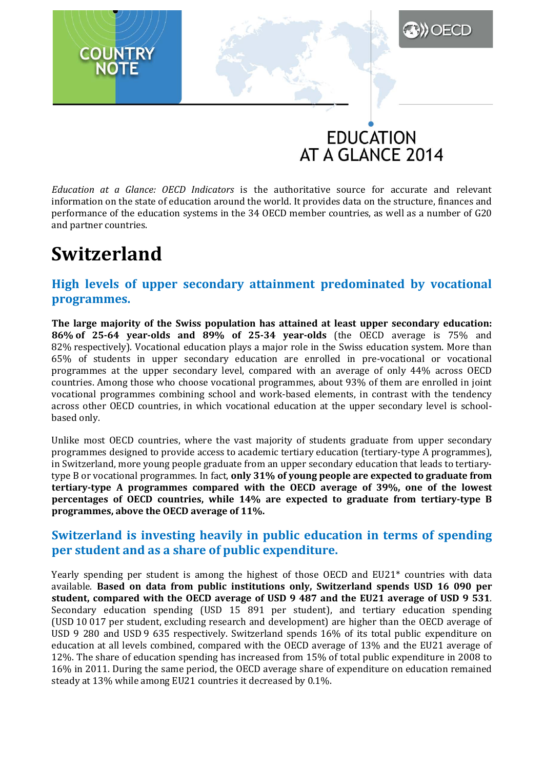COUNTRY NOTE

OECD

EDUCATION AT A GLANCE 2014

*Education at a Glance: OECD Indicators* is the authoritative source for accurate and relevant information on the state of education around the world. It provides data on the structure, finances and performance of the education systems in the 34 OECD member countries, as well as a number of G20 and partner countries.

# Switzerland

## High levels of upper secondary attainment predominated by vocational programmes.

**The large majority of the Swiss population has attained at least upper secondary education: 86% of 25-64 year-olds and 89% of 25-34 year-olds** (the OECD average is 75% and 82% respectively). Vocational education plays a major role in the Swiss education system. More than 65% of students in upper secondary education are enrolled in pre-vocational or vocational programmes at the upper secondary level, compared with an average of only 44% across OECD countries. Among those who choose vocational programmes, about 93% of them are enrolled in joint vocational programmes combining school and work-based elements, in contrast with the tendency across other OECD countries, in which vocational education at the upper secondary level is school-based only.

Unlike most OECD countries, where the vast majority of students graduate from upper secondary programmes designed to provide access to academic tertiary education (tertiary-type A programmes), in Switzerland, more young people graduate from an upper secondary education that leads to tertiary-type B or vocational programmes. In fact, **only 31% of young people are expected to graduate from tertiary-type A programmes compared with the OECD average of 39%, one of the lowest percentages of OECD countries, while 14% are expected to graduate from tertiary-type B programmes, above the OECD average of 11%.**

## Switzerland is investing heavily in public education in terms of spending per student and as a share of public expenditure.

Yearly spending per student is among the highest of those OECD and EU21* countries with data available. **Based on data from public institutions only, Switzerland spends USD 16 090 per student, compared with the OECD average of USD 9 487 and the EU21 average of USD 9 531**. Secondary education spending (USD 15 891 per student), and tertiary education spending (USD 10 017 per student, excluding research and development) are higher than the OECD average of USD 9 280 and USD 9 635 respectively. Switzerland spends 16% of its total public expenditure on education at all levels combined, compared with the OECD average of 13% and the EU21 average of 12%. The share of education spending has increased from 15% of total public expenditure in 2008 to 16% in 2011. During the same period, the OECD average share of expenditure on education remained steady at 13% while among EU21 countries it decreased by 0.1%.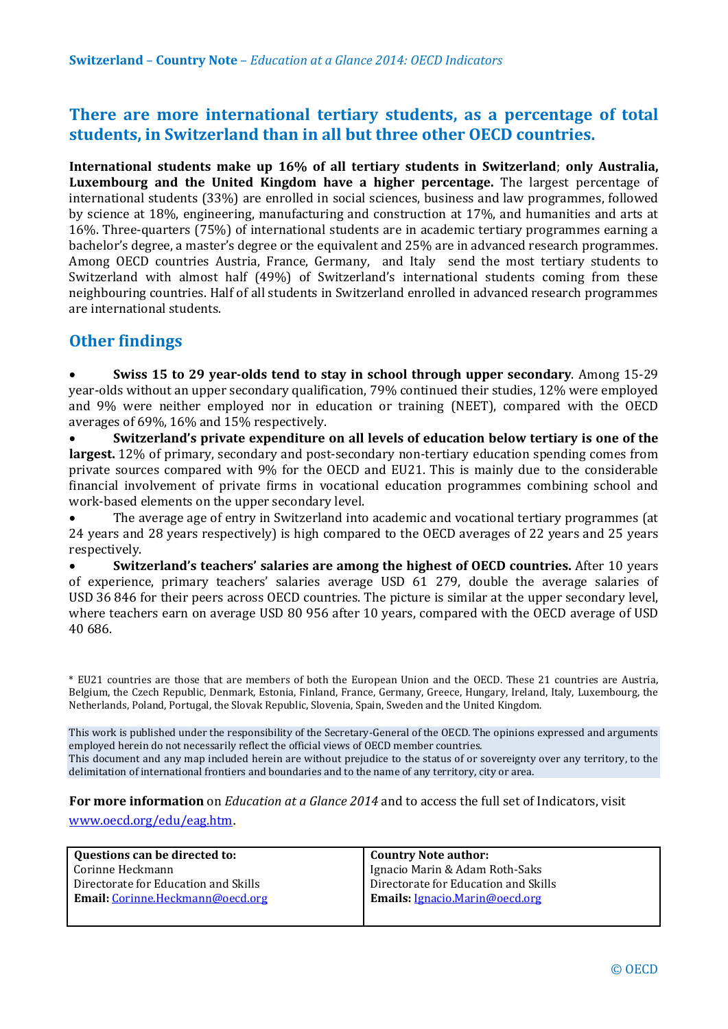## There are more international tertiary students, as a percentage of total students, in Switzerland than in all but three other OECD countries.

**International students make up 16% of all tertiary students in Switzerland**; **only Australia, Luxembourg and the United Kingdom have a higher percentage.** The largest percentage of international students (33%) are enrolled in social sciences, business and law programmes, followed by science at 18%, engineering, manufacturing and construction at 17%, and humanities and arts at 16%. Three-quarters (75%) of international students are in academic tertiary programmes earning a bachelor's degree, a master's degree or the equivalent and 25% are in advanced research programmes. Among OECD countries Austria, France, Germany, and Italy send the most tertiary students to Switzerland with almost half (49%) of Switzerland's international students coming from these neighbouring countries. Half of all students in Switzerland enrolled in advanced research programmes are international students.

## Other findings

- **Swiss 15 to 29 year-olds tend to stay in school through upper secondary**. Among 15-29 year-olds without an upper secondary qualification, 79% continued their studies, 12% were employed and 9% were neither employed nor in education or training (NEET), compared with the OECD averages of 69%, 16% and 15% respectively.
- **Switzerland's private expenditure on all levels of education below tertiary is one of the largest.** 12% of primary, secondary and post-secondary non-tertiary education spending comes from private sources compared with 9% for the OECD and EU21. This is mainly due to the considerable financial involvement of private firms in vocational education programmes combining school and work-based elements on the upper secondary level.
- The average age of entry in Switzerland into academic and vocational tertiary programmes (at 24 years and 28 years respectively) is high compared to the OECD averages of 22 years and 25 years respectively.
- **Switzerland's teachers' salaries are among the highest of OECD countries.** After 10 years of experience, primary teachers' salaries average USD 61 279, double the average salaries of USD 36 846 for their peers across OECD countries. The picture is similar at the upper secondary level, where teachers earn on average USD 80 956 after 10 years, compared with the OECD average of USD 40 686.

\* EU21 countries are those that are members of both the European Union and the OECD. These 21 countries are Austria, Belgium, the Czech Republic, Denmark, Estonia, Finland, France, Germany, Greece, Hungary, Ireland, Italy, Luxembourg, the Netherlands, Poland, Portugal, the Slovak Republic, Slovenia, Spain, Sweden and the United Kingdom.

This work is published under the responsibility of the Secretary-General of the OECD. The opinions expressed and arguments employed herein do not necessarily reflect the official views of OECD member countries.
This document and any map included herein are without prejudice to the status of or sovereignty over any territory, to the delimitation of international frontiers and boundaries and to the name of any territory, city or area.

**For more information** on *Education at a Glance 2014* and to access the full set of Indicators, visit www.oecd.org/edu/eag.htm.

| **Questions can be directed to:** | **Country Note author:** |
|---|---|
| Corinne Heckmann | Ignacio Marin & Adam Roth-Saks |
| Directorate for Education and Skills | Directorate for Education and Skills |
| **Email:** Corinne.Heckmann@oecd.org | **Emails:** Ignacio.Marin@oecd.org |

© OECD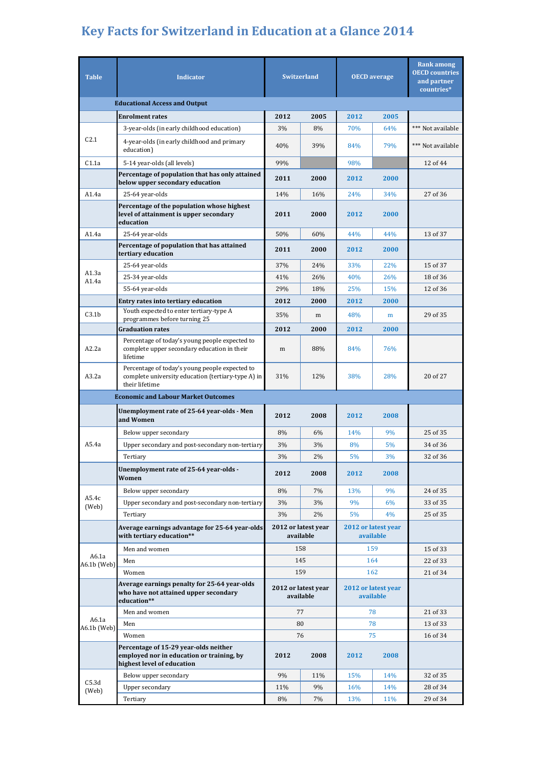# Key Facts for Switzerland in Education at a Glance 2014

| Table | Indicator | Switzerland | | OECD average | | Rank among OECD countries and partner countries* |
|---|---|---|---|---|---|---|
| | **Educational Access and Output** | | | | | |
| | **Enrolment rates** | **2012** | **2005** | **2012** | **2005** | |
| C2.1 | 3-year-olds (in early childhood education) | 3% | 8% | 70% | 64% | *** Not available |
| C2.1 | 4-year-olds (in early childhood and primary education) | 40% | 39% | 84% | 79% | *** Not available |
| C1.1a | 5-14 year-olds (all levels) | 99% | | 98% | | 12 of 44 |
| | **Percentage of population that has only attained below upper secondary education** | **2011** | **2000** | **2012** | **2000** | |
| A1.4a | 25-64 year-olds | 14% | 16% | 24% | 34% | 27 of 36 |
| | **Percentage of the population whose highest level of attainment is upper secondary education** | **2011** | **2000** | **2012** | **2000** | |
| A1.4a | 25-64 year-olds | 50% | 60% | 44% | 44% | 13 of 37 |
| | **Percentage of population that has attained tertiary education** | **2011** | **2000** | **2012** | **2000** | |
| A1.3a A1.4a | 25-64 year-olds | 37% | 24% | 33% | 22% | 15 of 37 |
| | 25-34 year-olds | 41% | 26% | 40% | 26% | 18 of 36 |
| | 55-64 year-olds | 29% | 18% | 25% | 15% | 12 of 36 |
| | **Entry rates into tertiary education** | **2012** | **2000** | **2012** | **2000** | |
| C3.1b | Youth expected to enter tertiary-type A programmes before turning 25 | 35% | m | 48% | m | 29 of 35 |
| | **Graduation rates** | **2012** | **2000** | **2012** | **2000** | |
| A2.2a | Percentage of today's young people expected to complete upper secondary education in their lifetime | m | 88% | 84% | 76% | |
| A3.2a | Percentage of today's young people expected to complete university education (tertiary-type A) in their lifetime | 31% | 12% | 38% | 28% | 20 of 27 |
| | **Economic and Labour Market Outcomes** | | | | | |
| | **Unemployment rate of 25-64 year-olds - Men and Women** | **2012** | **2008** | **2012** | **2008** | |
| A5.4a | Below upper secondary | 8% | 6% | 14% | 9% | 25 of 35 |
| | Upper secondary and post-secondary non-tertiary | 3% | 3% | 8% | 5% | 34 of 36 |
| | Tertiary | 3% | 2% | 5% | 3% | 32 of 36 |
| | **Unemployment rate of 25-64 year-olds - Women** | **2012** | **2008** | **2012** | **2008** | |
| A5.4c (Web) | Below upper secondary | 8% | 7% | 13% | 9% | 24 of 35 |
| | Upper secondary and post-secondary non-tertiary | 3% | 3% | 9% | 6% | 33 of 35 |
| | Tertiary | 3% | 2% | 5% | 4% | 25 of 35 |
| | **Average earnings advantage for 25-64 year-olds with tertiary education**** | **2012 or latest year available** | | **2012 or latest year available** | | |
| A6.1a A6.1b (Web) | Men and women | 158 | | 159 | | 15 of 33 |
| | Men | 145 | | 164 | | 22 of 33 |
| | Women | 159 | | 162 | | 21 of 34 |
| | **Average earnings penalty for 25-64 year-olds who have not attained upper secondary education**** | **2012 or latest year available** | | **2012 or latest year available** | | |
| A6.1a A6.1b (Web) | Men and women | 77 | | 78 | | 21 of 33 |
| | Men | 80 | | 78 | | 13 of 33 |
| | Women | 76 | | 75 | | 16 of 34 |
| | **Percentage of 15-29 year-olds neither employed nor in education or training, by highest level of education** | **2012** | **2008** | **2012** | **2008** | |
| C5.3d (Web) | Below upper secondary | 9% | 11% | 15% | 14% | 32 of 35 |
| | Upper secondary | 11% | 9% | 16% | 14% | 28 of 34 |
| | Tertiary | 8% | 7% | 13% | 11% | 29 of 34 |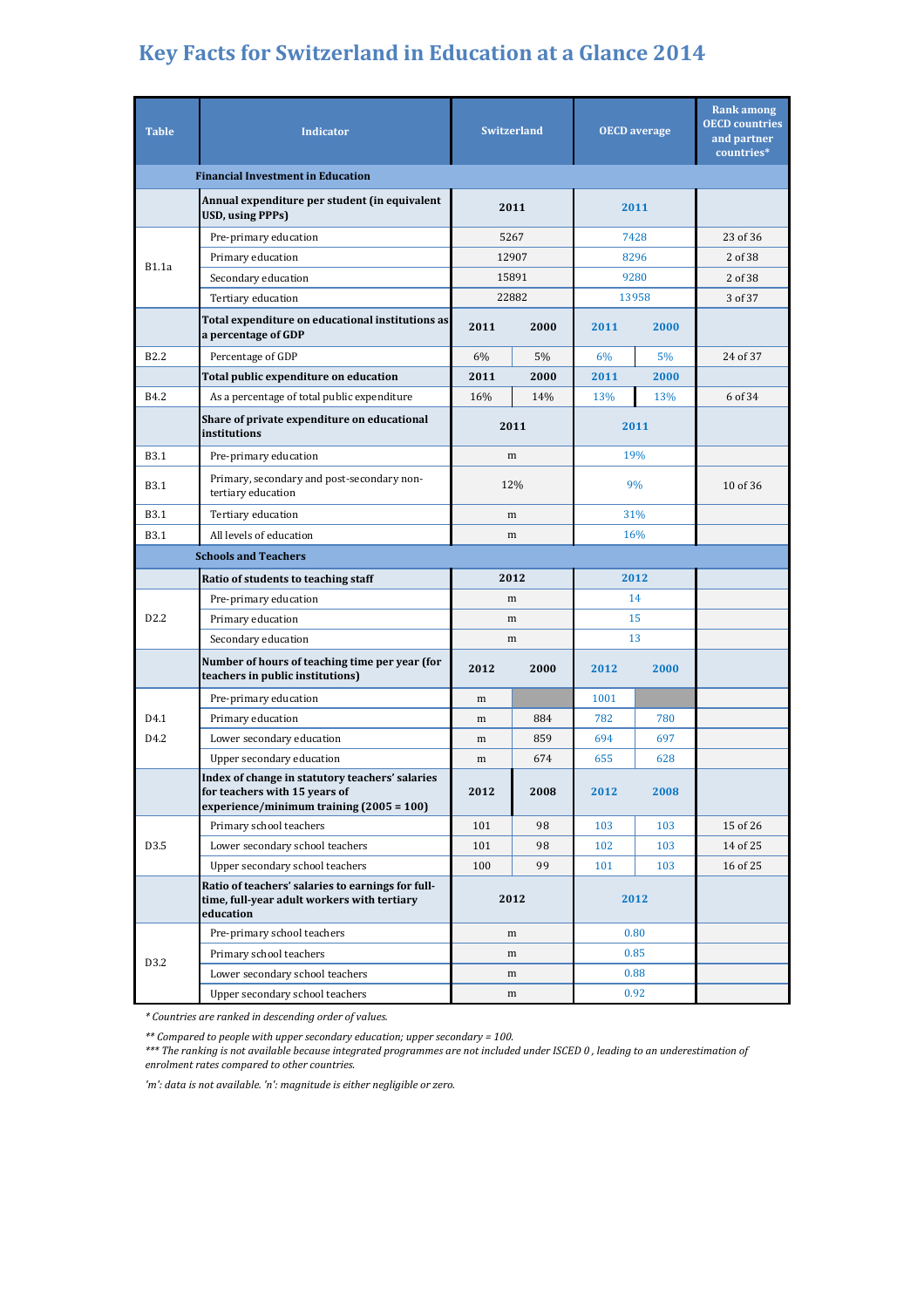# Key Facts for Switzerland in Education at a Glance 2014

| Table | Indicator | Switzerland | | OECD average | | Rank among OECD countries and partner countries* |
|---|---|---|---|---|---|---|
| | **Financial Investment in Education** | | | | | |
| | **Annual expenditure per student (in equivalent USD, using PPPs)** | **2011** | | **2011** | | |
| B1.1a | Pre-primary education | 5267 | | 7428 | | 23 of 36 |
| | Primary education | 12907 | | 8296 | | 2 of 38 |
| | Secondary education | 15891 | | 9280 | | 2 of 38 |
| | Tertiary education | 22882 | | 13958 | | 3 of 37 |
| | **Total expenditure on educational institutions as a percentage of GDP** | **2011** | **2000** | **2011** | **2000** | |
| B2.2 | Percentage of GDP | 6% | 5% | 6% | 5% | 24 of 37 |
| | **Total public expenditure on education** | **2011** | **2000** | **2011** | **2000** | |
| B4.2 | As a percentage of total public expenditure | 16% | 14% | 13% | 13% | 6 of 34 |
| | **Share of private expenditure on educational institutions** | **2011** | | **2011** | | |
| B3.1 | Pre-primary education | m | | 19% | | |
| B3.1 | Primary, secondary and post-secondary non-tertiary education | 12% | | 9% | | 10 of 36 |
| B3.1 | Tertiary education | m | | 31% | | |
| B3.1 | All levels of education | m | | 16% | | |
| | **Schools and Teachers** | | | | | |
| | **Ratio of students to teaching staff** | **2012** | | **2012** | | |
| D2.2 | Pre-primary education | m | | 14 | | |
| | Primary education | m | | 15 | | |
| | Secondary education | m | | 13 | | |
| | **Number of hours of teaching time per year (for teachers in public institutions)** | **2012** | **2000** | **2012** | **2000** | |
| D4.1 | Pre-primary education | m | | 1001 | | |
| D4.2 | Primary education | m | 884 | 782 | 780 | |
| | Lower secondary education | m | 859 | 694 | 697 | |
| | Upper secondary education | m | 674 | 655 | 628 | |
| | **Index of change in statutory teachers' salaries for teachers with 15 years of experience/minimum training (2005 = 100)** | **2012** | **2008** | **2012** | **2008** | |
| D3.5 | Primary school teachers | 101 | 98 | 103 | 103 | 15 of 26 |
| | Lower secondary school teachers | 101 | 98 | 102 | 103 | 14 of 25 |
| | Upper secondary school teachers | 100 | 99 | 101 | 103 | 16 of 25 |
| | **Ratio of teachers' salaries to earnings for full-time, full-year adult workers with tertiary education** | **2012** | | **2012** | | |
| D3.2 | Pre-primary school teachers | m | | 0.80 | | |
| | Primary school teachers | m | | 0.85 | | |
| | Lower secondary school teachers | m | | 0.88 | | |
| | Upper secondary school teachers | m | | 0.92 | | |

*\* Countries are ranked in descending order of values.*

*\*\* Compared to people with upper secondary education; upper secondary = 100.*

*\*\*\* The ranking is not available because integrated programmes are not included under ISCED 0 , leading to an underestimation of enrolment rates compared to other countries.*

*'m': data is not available. 'n': magnitude is either negligible or zero.*